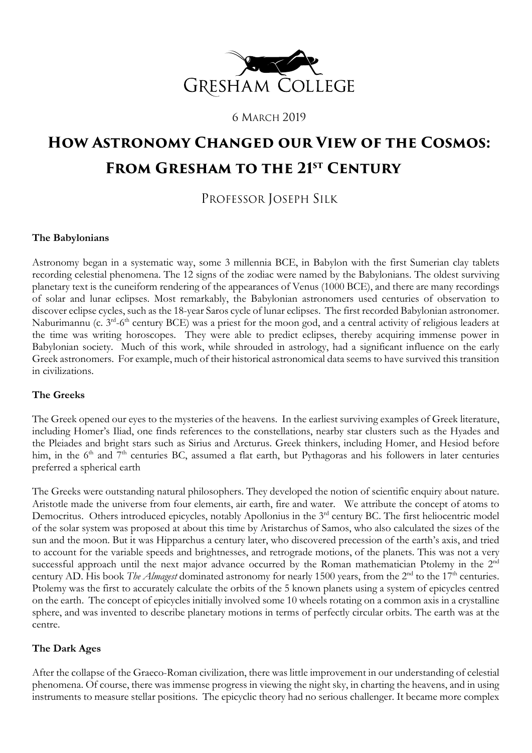GRESHAM COLLEGE

6 MARCH 2019

# How Astronomy Changed our View of the Cosmos: From Gresham to the 21st Century

PROFESSOR JOSEPH SILK

**The Babylonians**

Astronomy began in a systematic way, some 3 millennia BCE, in Babylon with the first Sumerian clay tablets recording celestial phenomena. The 12 signs of the zodiac were named by the Babylonians. The oldest surviving planetary text is the cuneiform rendering of the appearances of Venus (1000 BCE), and there are many recordings of solar and lunar eclipses. Most remarkably, the Babylonian astronomers used centuries of observation to discover eclipse cycles, such as the 18-year Saros cycle of lunar eclipses. The first recorded Babylonian astronomer. Naburimannu (c. 3rd-6th century BCE) was a priest for the moon god, and a central activity of religious leaders at the time was writing horoscopes. They were able to predict eclipses, thereby acquiring immense power in Babylonian society. Much of this work, while shrouded in astrology, had a significant influence on the early Greek astronomers. For example, much of their historical astronomical data seems to have survived this transition in civilizations.

**The Greeks**

The Greek opened our eyes to the mysteries of the heavens. In the earliest surviving examples of Greek literature, including Homer's Iliad, one finds references to the constellations, nearby star clusters such as the Hyades and the Pleiades and bright stars such as Sirius and Arcturus. Greek thinkers, including Homer, and Hesiod before him, in the 6th and 7th centuries BC, assumed a flat earth, but Pythagoras and his followers in later centuries preferred a spherical earth

The Greeks were outstanding natural philosophers. They developed the notion of scientific enquiry about nature. Aristotle made the universe from four elements, air earth, fire and water. We attribute the concept of atoms to Democritus. Others introduced epicycles, notably Apollonius in the 3rd century BC. The first heliocentric model of the solar system was proposed at about this time by Aristarchus of Samos, who also calculated the sizes of the sun and the moon. But it was Hipparchus a century later, who discovered precession of the earth's axis, and tried to account for the variable speeds and brightnesses, and retrograde motions, of the planets. This was not a very successful approach until the next major advance occurred by the Roman mathematician Ptolemy in the 2nd century AD. His book *The Almagest* dominated astronomy for nearly 1500 years, from the 2nd to the 17th centuries. Ptolemy was the first to accurately calculate the orbits of the 5 known planets using a system of epicycles centred on the earth. The concept of epicycles initially involved some 10 wheels rotating on a common axis in a crystalline sphere, and was invented to describe planetary motions in terms of perfectly circular orbits. The earth was at the centre.

**The Dark Ages**

After the collapse of the Graeco-Roman civilization, there was little improvement in our understanding of celestial phenomena. Of course, there was immense progress in viewing the night sky, in charting the heavens, and in using instruments to measure stellar positions. The epicyclic theory had no serious challenger. It became more complex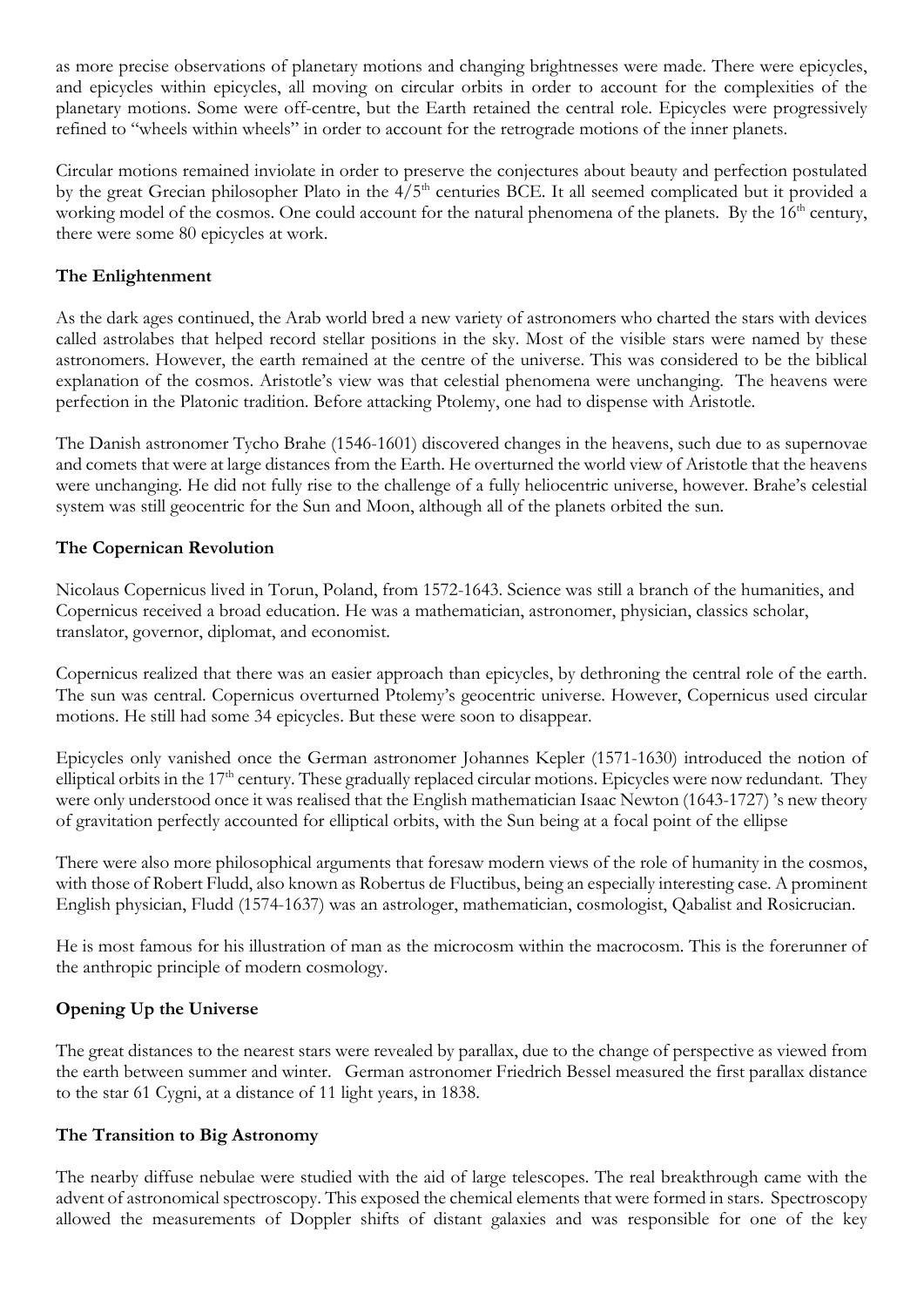as more precise observations of planetary motions and changing brightnesses were made. There were epicycles, and epicycles within epicycles, all moving on circular orbits in order to account for the complexities of the planetary motions. Some were off-centre, but the Earth retained the central role. Epicycles were progressively refined to "wheels within wheels" in order to account for the retrograde motions of the inner planets.

Circular motions remained inviolate in order to preserve the conjectures about beauty and perfection postulated by the great Grecian philosopher Plato in the 4/5th centuries BCE. It all seemed complicated but it provided a working model of the cosmos. One could account for the natural phenomena of the planets. By the 16th century, there were some 80 epicycles at work.

### The Enlightenment

As the dark ages continued, the Arab world bred a new variety of astronomers who charted the stars with devices called astrolabes that helped record stellar positions in the sky. Most of the visible stars were named by these astronomers. However, the earth remained at the centre of the universe. This was considered to be the biblical explanation of the cosmos. Aristotle's view was that celestial phenomena were unchanging. The heavens were perfection in the Platonic tradition. Before attacking Ptolemy, one had to dispense with Aristotle.

The Danish astronomer Tycho Brahe (1546-1601) discovered changes in the heavens, such due to as supernovae and comets that were at large distances from the Earth. He overturned the world view of Aristotle that the heavens were unchanging. He did not fully rise to the challenge of a fully heliocentric universe, however. Brahe's celestial system was still geocentric for the Sun and Moon, although all of the planets orbited the sun.

### The Copernican Revolution

Nicolaus Copernicus lived in Torun, Poland, from 1572-1643. Science was still a branch of the humanities, and Copernicus received a broad education. He was a mathematician, astronomer, physician, classics scholar, translator, governor, diplomat, and economist.

Copernicus realized that there was an easier approach than epicycles, by dethroning the central role of the earth. The sun was central. Copernicus overturned Ptolemy's geocentric universe. However, Copernicus used circular motions. He still had some 34 epicycles. But these were soon to disappear.

Epicycles only vanished once the German astronomer Johannes Kepler (1571-1630) introduced the notion of elliptical orbits in the 17th century. These gradually replaced circular motions. Epicycles were now redundant. They were only understood once it was realised that the English mathematician Isaac Newton (1643-1727) 's new theory of gravitation perfectly accounted for elliptical orbits, with the Sun being at a focal point of the ellipse

There were also more philosophical arguments that foresaw modern views of the role of humanity in the cosmos, with those of Robert Fludd, also known as Robertus de Fluctibus, being an especially interesting case. A prominent English physician, Fludd (1574-1637) was an astrologer, mathematician, cosmologist, Qabalist and Rosicrucian.

He is most famous for his illustration of man as the microcosm within the macrocosm. This is the forerunner of the anthropic principle of modern cosmology.

### Opening Up the Universe

The great distances to the nearest stars were revealed by parallax, due to the change of perspective as viewed from the earth between summer and winter. German astronomer Friedrich Bessel measured the first parallax distance to the star 61 Cygni, at a distance of 11 light years, in 1838.

### The Transition to Big Astronomy

The nearby diffuse nebulae were studied with the aid of large telescopes. The real breakthrough came with the advent of astronomical spectroscopy. This exposed the chemical elements that were formed in stars. Spectroscopy allowed the measurements of Doppler shifts of distant galaxies and was responsible for one of the key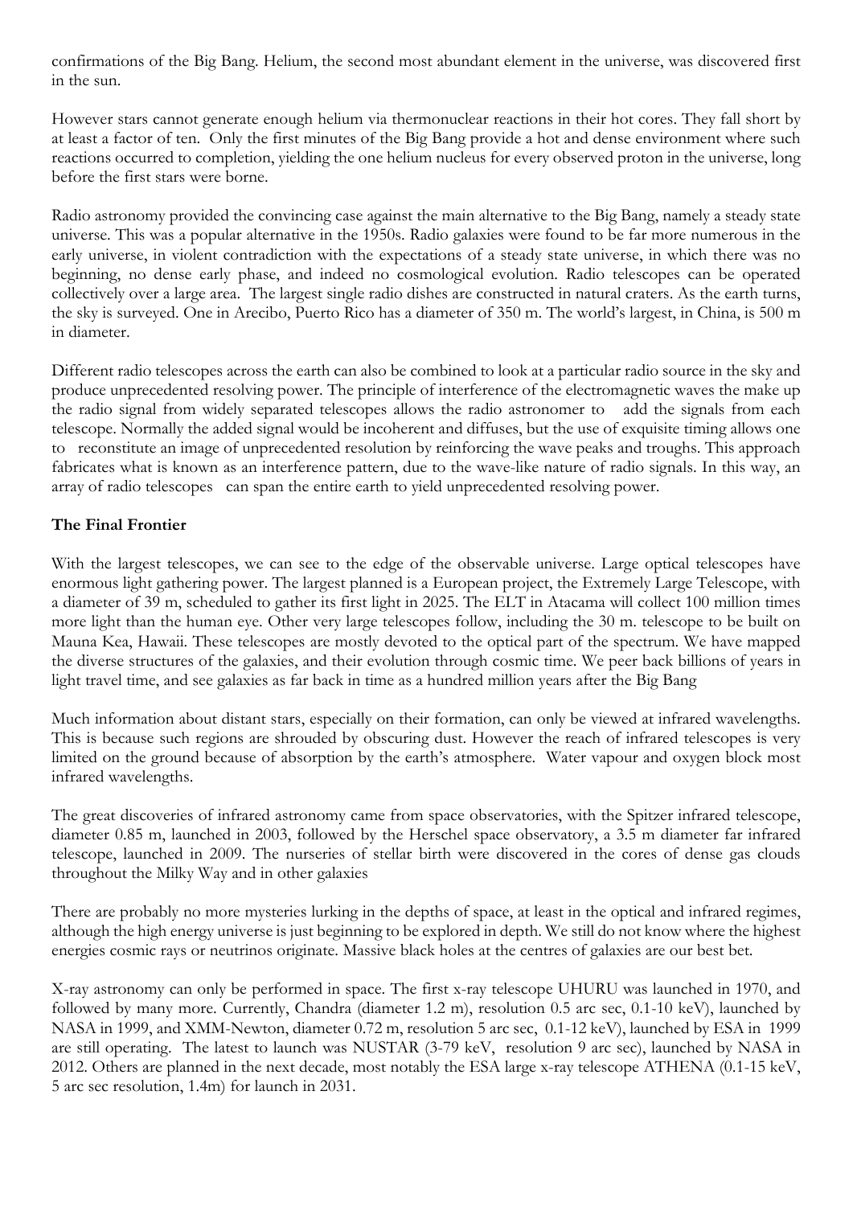confirmations of the Big Bang. Helium, the second most abundant element in the universe, was discovered first in the sun.

However stars cannot generate enough helium via thermonuclear reactions in their hot cores. They fall short by at least a factor of ten. Only the first minutes of the Big Bang provide a hot and dense environment where such reactions occurred to completion, yielding the one helium nucleus for every observed proton in the universe, long before the first stars were borne.

Radio astronomy provided the convincing case against the main alternative to the Big Bang, namely a steady state universe. This was a popular alternative in the 1950s. Radio galaxies were found to be far more numerous in the early universe, in violent contradiction with the expectations of a steady state universe, in which there was no beginning, no dense early phase, and indeed no cosmological evolution. Radio telescopes can be operated collectively over a large area. The largest single radio dishes are constructed in natural craters. As the earth turns, the sky is surveyed. One in Arecibo, Puerto Rico has a diameter of 350 m. The world's largest, in China, is 500 m in diameter.

Different radio telescopes across the earth can also be combined to look at a particular radio source in the sky and produce unprecedented resolving power. The principle of interference of the electromagnetic waves the make up the radio signal from widely separated telescopes allows the radio astronomer to add the signals from each telescope. Normally the added signal would be incoherent and diffuses, but the use of exquisite timing allows one to reconstitute an image of unprecedented resolution by reinforcing the wave peaks and troughs. This approach fabricates what is known as an interference pattern, due to the wave-like nature of radio signals. In this way, an array of radio telescopes can span the entire earth to yield unprecedented resolving power.

**The Final Frontier**

With the largest telescopes, we can see to the edge of the observable universe. Large optical telescopes have enormous light gathering power. The largest planned is a European project, the Extremely Large Telescope, with a diameter of 39 m, scheduled to gather its first light in 2025. The ELT in Atacama will collect 100 million times more light than the human eye. Other very large telescopes follow, including the 30 m. telescope to be built on Mauna Kea, Hawaii. These telescopes are mostly devoted to the optical part of the spectrum. We have mapped the diverse structures of the galaxies, and their evolution through cosmic time. We peer back billions of years in light travel time, and see galaxies as far back in time as a hundred million years after the Big Bang

Much information about distant stars, especially on their formation, can only be viewed at infrared wavelengths. This is because such regions are shrouded by obscuring dust. However the reach of infrared telescopes is very limited on the ground because of absorption by the earth's atmosphere. Water vapour and oxygen block most infrared wavelengths.

The great discoveries of infrared astronomy came from space observatories, with the Spitzer infrared telescope, diameter 0.85 m, launched in 2003, followed by the Herschel space observatory, a 3.5 m diameter far infrared telescope, launched in 2009. The nurseries of stellar birth were discovered in the cores of dense gas clouds throughout the Milky Way and in other galaxies

There are probably no more mysteries lurking in the depths of space, at least in the optical and infrared regimes, although the high energy universe is just beginning to be explored in depth. We still do not know where the highest energies cosmic rays or neutrinos originate. Massive black holes at the centres of galaxies are our best bet.

X-ray astronomy can only be performed in space. The first x-ray telescope UHURU was launched in 1970, and followed by many more. Currently, Chandra (diameter 1.2 m), resolution 0.5 arc sec, 0.1-10 keV), launched by NASA in 1999, and XMM-Newton, diameter 0.72 m, resolution 5 arc sec, 0.1-12 keV), launched by ESA in 1999 are still operating. The latest to launch was NUSTAR (3-79 keV, resolution 9 arc sec), launched by NASA in 2012. Others are planned in the next decade, most notably the ESA large x-ray telescope ATHENA (0.1-15 keV, 5 arc sec resolution, 1.4m) for launch in 2031.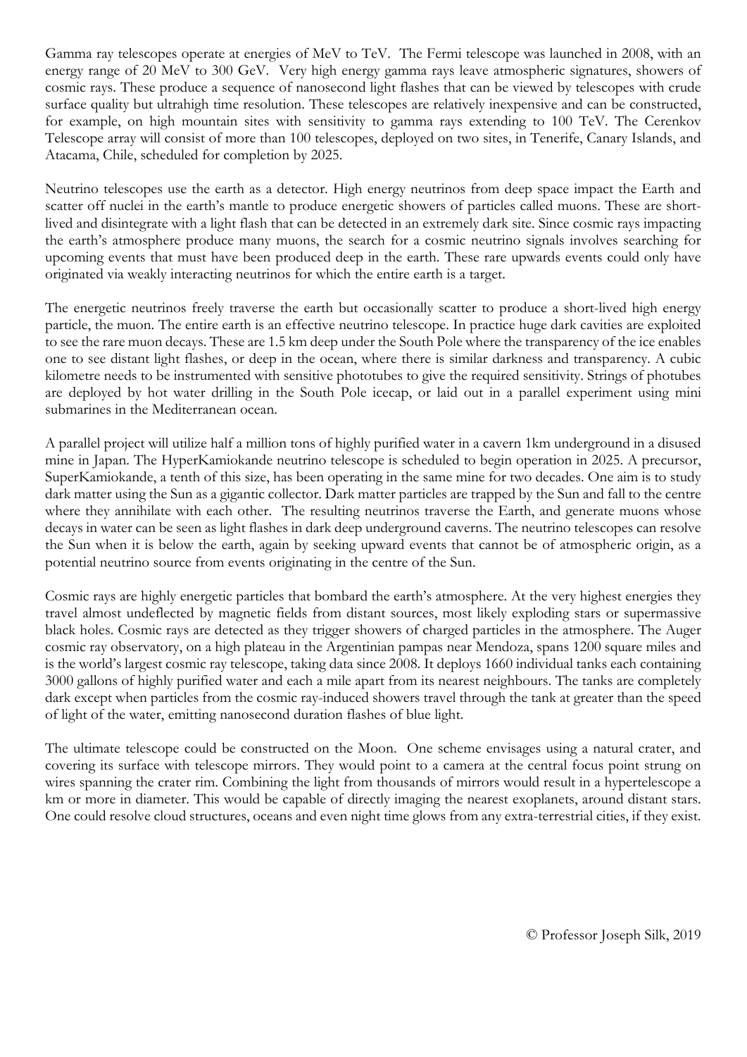Gamma ray telescopes operate at energies of MeV to TeV. The Fermi telescope was launched in 2008, with an energy range of 20 MeV to 300 GeV. Very high energy gamma rays leave atmospheric signatures, showers of cosmic rays. These produce a sequence of nanosecond light flashes that can be viewed by telescopes with crude surface quality but ultrahigh time resolution. These telescopes are relatively inexpensive and can be constructed, for example, on high mountain sites with sensitivity to gamma rays extending to 100 TeV. The Cerenkov Telescope array will consist of more than 100 telescopes, deployed on two sites, in Tenerife, Canary Islands, and Atacama, Chile, scheduled for completion by 2025.

Neutrino telescopes use the earth as a detector. High energy neutrinos from deep space impact the Earth and scatter off nuclei in the earth's mantle to produce energetic showers of particles called muons. These are short-lived and disintegrate with a light flash that can be detected in an extremely dark site. Since cosmic rays impacting the earth's atmosphere produce many muons, the search for a cosmic neutrino signals involves searching for upcoming events that must have been produced deep in the earth. These rare upwards events could only have originated via weakly interacting neutrinos for which the entire earth is a target.

The energetic neutrinos freely traverse the earth but occasionally scatter to produce a short-lived high energy particle, the muon. The entire earth is an effective neutrino telescope. In practice huge dark cavities are exploited to see the rare muon decays. These are 1.5 km deep under the South Pole where the transparency of the ice enables one to see distant light flashes, or deep in the ocean, where there is similar darkness and transparency. A cubic kilometre needs to be instrumented with sensitive phototubes to give the required sensitivity. Strings of photubes are deployed by hot water drilling in the South Pole icecap, or laid out in a parallel experiment using mini submarines in the Mediterranean ocean.

A parallel project will utilize half a million tons of highly purified water in a cavern 1km underground in a disused mine in Japan. The HyperKamiokande neutrino telescope is scheduled to begin operation in 2025. A precursor, SuperKamiokande, a tenth of this size, has been operating in the same mine for two decades. One aim is to study dark matter using the Sun as a gigantic collector. Dark matter particles are trapped by the Sun and fall to the centre where they annihilate with each other. The resulting neutrinos traverse the Earth, and generate muons whose decays in water can be seen as light flashes in dark deep underground caverns. The neutrino telescopes can resolve the Sun when it is below the earth, again by seeking upward events that cannot be of atmospheric origin, as a potential neutrino source from events originating in the centre of the Sun.

Cosmic rays are highly energetic particles that bombard the earth's atmosphere. At the very highest energies they travel almost undeflected by magnetic fields from distant sources, most likely exploding stars or supermassive black holes. Cosmic rays are detected as they trigger showers of charged particles in the atmosphere. The Auger cosmic ray observatory, on a high plateau in the Argentinian pampas near Mendoza, spans 1200 square miles and is the world's largest cosmic ray telescope, taking data since 2008. It deploys 1660 individual tanks each containing 3000 gallons of highly purified water and each a mile apart from its nearest neighbours. The tanks are completely dark except when particles from the cosmic ray-induced showers travel through the tank at greater than the speed of light of the water, emitting nanosecond duration flashes of blue light.

The ultimate telescope could be constructed on the Moon. One scheme envisages using a natural crater, and covering its surface with telescope mirrors. They would point to a camera at the central focus point strung on wires spanning the crater rim. Combining the light from thousands of mirrors would result in a hypertelescope a km or more in diameter. This would be capable of directly imaging the nearest exoplanets, around distant stars. One could resolve cloud structures, oceans and even night time glows from any extra-terrestrial cities, if they exist.

© Professor Joseph Silk, 2019